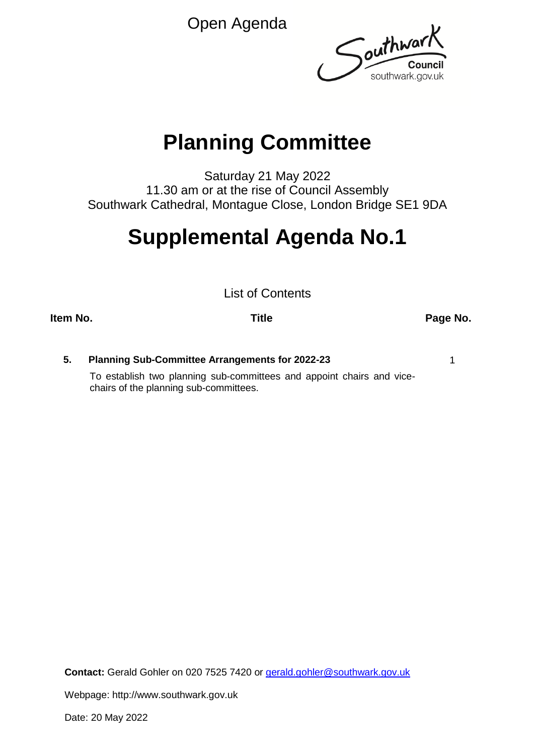Open Agenda

Southwark Council
southwark.gov.uk

# Planning Committee

Saturday 21 May 2022
11.30 am or at the rise of Council Assembly
Southwark Cathedral, Montague Close, London Bridge SE1 9DA

# Supplemental Agenda No.1

List of Contents

| Item No. | Title | Page No. |
|---|---|---|
| 5. | **Planning Sub-Committee Arrangements for 2022-23**<br>To establish two planning sub-committees and appoint chairs and vice-chairs of the planning sub-committees. | 1 |

**Contact:** Gerald Gohler on 020 7525 7420 or gerald.gohler@southwark.gov.uk

Webpage: http://www.southwark.gov.uk

Date: 20 May 2022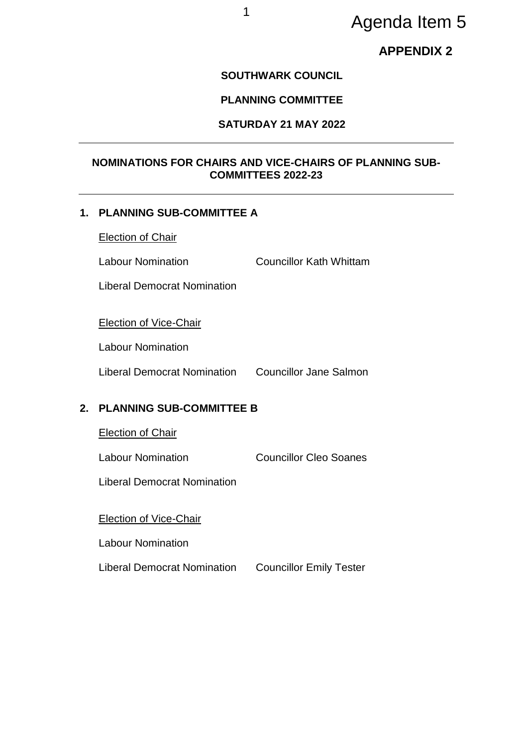Agenda Item 5

**APPENDIX 2**

**SOUTHWARK COUNCIL**

**PLANNING COMMITTEE**

**SATURDAY 21 MAY 2022**

---

**NOMINATIONS FOR CHAIRS AND VICE-CHAIRS OF PLANNING SUB-COMMITTEES 2022-23**

---

## 1. PLANNING SUB-COMMITTEE A

Election of Chair

| | |
|---|---|
| Labour Nomination | Councillor Kath Whittam |
| Liberal Democrat Nomination | |

Election of Vice-Chair

| | |
|---|---|
| Labour Nomination | |
| Liberal Democrat Nomination | Councillor Jane Salmon |

## 2. PLANNING SUB-COMMITTEE B

Election of Chair

| | |
|---|---|
| Labour Nomination | Councillor Cleo Soanes |
| Liberal Democrat Nomination | |

Election of Vice-Chair

| | |
|---|---|
| Labour Nomination | |
| Liberal Democrat Nomination | Councillor Emily Tester |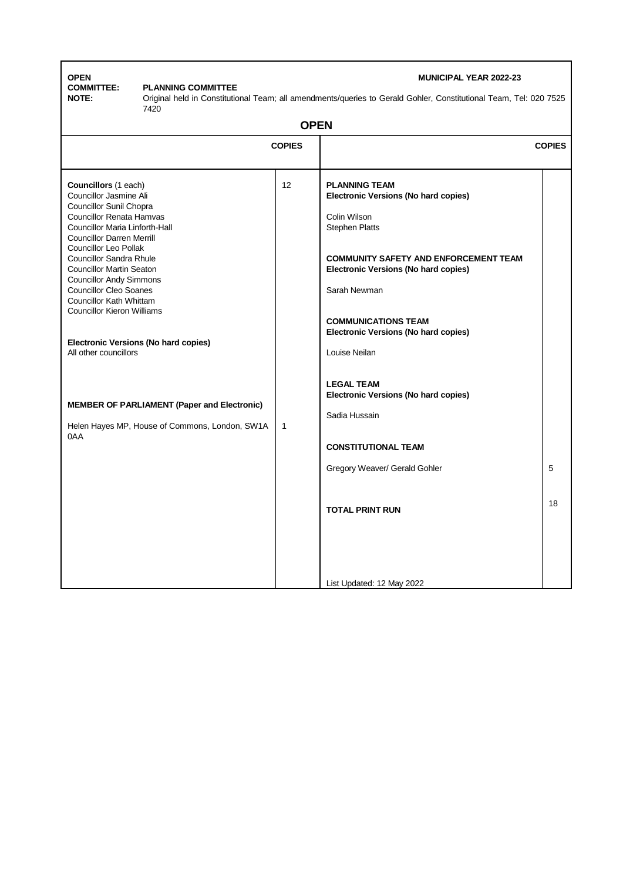**OPEN** **MUNICIPAL YEAR 2022-23**

**COMMITTEE:** **PLANNING COMMITTEE**

**NOTE:** Original held in Constitutional Team; all amendments/queries to Gerald Gohler, Constitutional Team, Tel: 020 7525 7420

# OPEN

| | COPIES | | COPIES |
|---|---|---|---|
| **Councillors** (1 each)<br>Councillor Jasmine Ali<br>Councillor Sunil Chopra<br>Councillor Renata Hamvas<br>Councillor Maria Linforth-Hall<br>Councillor Darren Merrill<br>Councillor Leo Pollak<br>Councillor Sandra Rhule<br>Councillor Martin Seaton<br>Councillor Andy Simmons<br>Councillor Cleo Soanes<br>Councillor Kath Whittam<br>Councillor Kieron Williams | 12 | **PLANNING TEAM**<br>**Electronic Versions (No hard copies)**<br>Colin Wilson<br>Stephen Platts | |
| **Electronic Versions (No hard copies)**<br>All other councillors | | **COMMUNITY SAFETY AND ENFORCEMENT TEAM**<br>**Electronic Versions (No hard copies)**<br>Sarah Newman | |
| | | **COMMUNICATIONS TEAM**<br>**Electronic Versions (No hard copies)**<br>Louise Neilan | |
| **MEMBER OF PARLIAMENT (Paper and Electronic)**<br>Helen Hayes MP, House of Commons, London, SW1A 0AA | 1 | **LEGAL TEAM**<br>**Electronic Versions (No hard copies)**<br>Sadia Hussain | |
| | | **CONSTITUTIONAL TEAM**<br>Gregory Weaver/ Gerald Gohler | 5 |
| | | **TOTAL PRINT RUN** | 18 |
| | | List Updated: 12 May 2022 | |